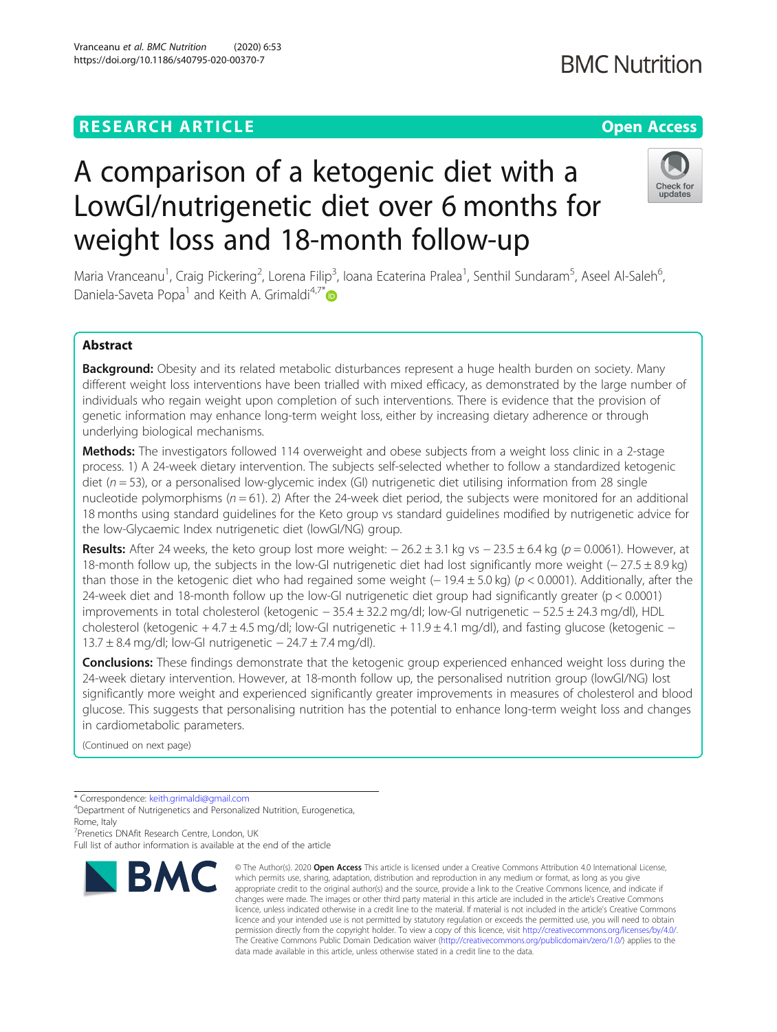RESEARCH ARTICLE

Open Access

# A comparison of a ketogenic diet with a LowGI/nutrigenetic diet over 6 months for weight loss and 18-month follow-up

Maria Vranceanu[1], Craig Pickering[2], Lorena Filip[3], Ioana Ecaterina Pralea[1], Senthil Sundaram[5], Aseel Al-Saleh[6], Daniela-Saveta Popa[1] and Keith A. Grimaldi[4,7*]

## Abstract

**Background:** Obesity and its related metabolic disturbances represent a huge health burden on society. Many different weight loss interventions have been trialled with mixed efficacy, as demonstrated by the large number of individuals who regain weight upon completion of such interventions. There is evidence that the provision of genetic information may enhance long-term weight loss, either by increasing dietary adherence or through underlying biological mechanisms.

**Methods:** The investigators followed 114 overweight and obese subjects from a weight loss clinic in a 2-stage process. 1) A 24-week dietary intervention. The subjects self-selected whether to follow a standardized ketogenic diet ($n = 53$), or a personalised low-glycemic index (GI) nutrigenetic diet utilising information from 28 single nucleotide polymorphisms ($n = 61$). 2) After the 24-week diet period, the subjects were monitored for an additional 18 months using standard guidelines for the Keto group vs standard guidelines modified by nutrigenetic advice for the low-Glycaemic Index nutrigenetic diet (lowGI/NG) group.

**Results:** After 24 weeks, the keto group lost more weight: − 26.2 ± 3.1 kg vs − 23.5 ± 6.4 kg ($p = 0.0061$). However, at 18-month follow up, the subjects in the low-GI nutrigenetic diet had lost significantly more weight (− 27.5 ± 8.9 kg) than those in the ketogenic diet who had regained some weight (− 19.4 ± 5.0 kg) ($p < 0.0001$). Additionally, after the 24-week diet and 18-month follow up the low-GI nutrigenetic diet group had significantly greater ($p < 0.0001$) improvements in total cholesterol (ketogenic − 35.4 ± 32.2 mg/dl; low-GI nutrigenetic − 52.5 ± 24.3 mg/dl), HDL cholesterol (ketogenic + 4.7 ± 4.5 mg/dl; low-GI nutrigenetic + 11.9 ± 4.1 mg/dl), and fasting glucose (ketogenic − 13.7 ± 8.4 mg/dl; low-GI nutrigenetic − 24.7 ± 7.4 mg/dl).

**Conclusions:** These findings demonstrate that the ketogenic group experienced enhanced weight loss during the 24-week dietary intervention. However, at 18-month follow up, the personalised nutrition group (lowGI/NG) lost significantly more weight and experienced significantly greater improvements in measures of cholesterol and blood glucose. This suggests that personalising nutrition has the potential to enhance long-term weight loss and changes in cardiometabolic parameters.

(Continued on next page)

* Correspondence: keith.grimaldi@gmail.com
[4]Department of Nutrigenetics and Personalized Nutrition, Eurogenetica, Rome, Italy
[7]Prenetics DNAfit Research Centre, London, UK
Full list of author information is available at the end of the article

© The Author(s). 2020 **Open Access** This article is licensed under a Creative Commons Attribution 4.0 International License, which permits use, sharing, adaptation, distribution and reproduction in any medium or format, as long as you give appropriate credit to the original author(s) and the source, provide a link to the Creative Commons licence, and indicate if changes were made. The images or other third party material in this article are included in the article's Creative Commons licence, unless indicated otherwise in a credit line to the material. If material is not included in the article's Creative Commons licence and your intended use is not permitted by statutory regulation or exceeds the permitted use, you will need to obtain permission directly from the copyright holder. To view a copy of this licence, visit http://creativecommons.org/licenses/by/4.0/. The Creative Commons Public Domain Dedication waiver (http://creativecommons.org/publicdomain/zero/1.0/) applies to the data made available in this article, unless otherwise stated in a credit line to the data.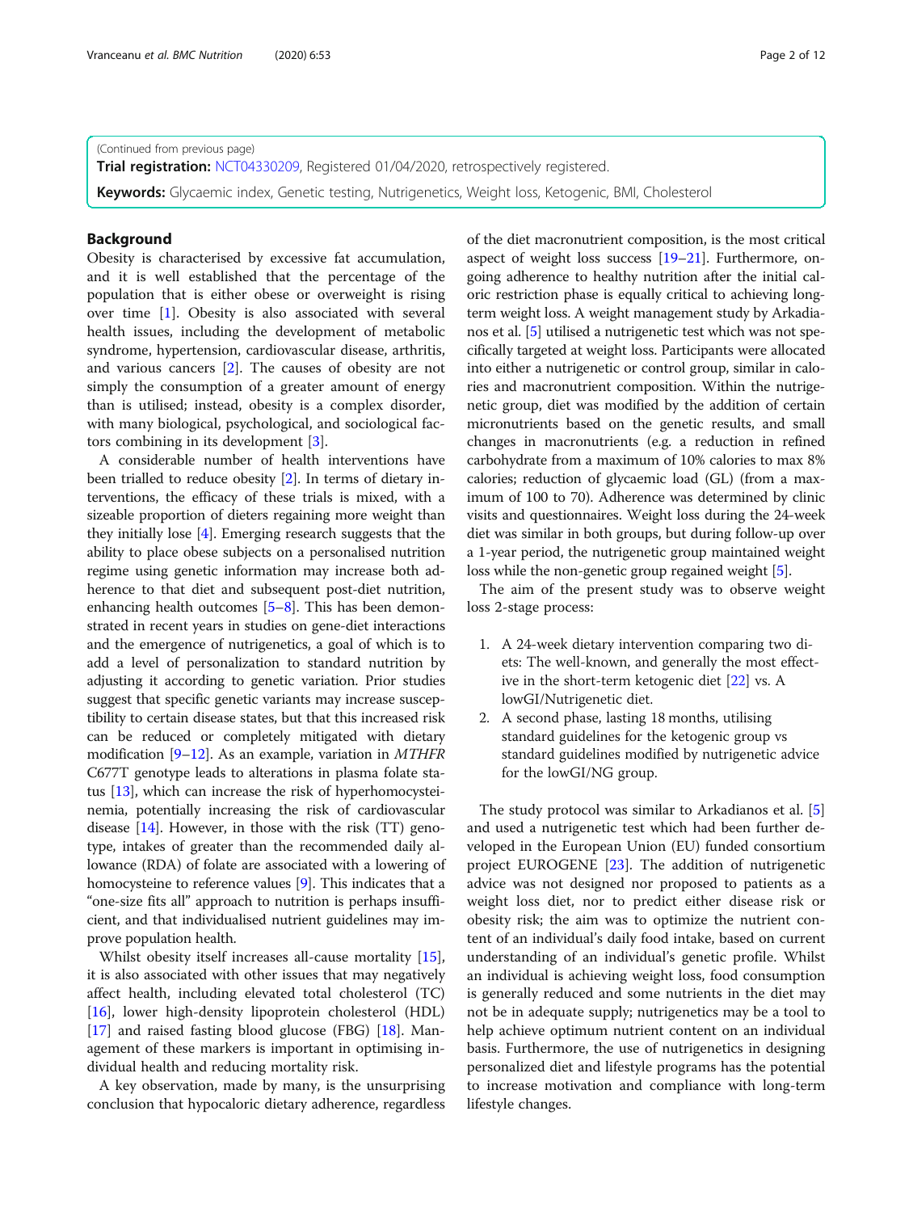(Continued from previous page)

**Trial registration:** NCT04330209, Registered 01/04/2020, retrospectively registered.

**Keywords:** Glycaemic index, Genetic testing, Nutrigenetics, Weight loss, Ketogenic, BMI, Cholesterol

## Background

Obesity is characterised by excessive fat accumulation, and it is well established that the percentage of the population that is either obese or overweight is rising over time [1]. Obesity is also associated with several health issues, including the development of metabolic syndrome, hypertension, cardiovascular disease, arthritis, and various cancers [2]. The causes of obesity are not simply the consumption of a greater amount of energy than is utilised; instead, obesity is a complex disorder, with many biological, psychological, and sociological factors combining in its development [3].

A considerable number of health interventions have been trialled to reduce obesity [2]. In terms of dietary interventions, the efficacy of these trials is mixed, with a sizeable proportion of dieters regaining more weight than they initially lose [4]. Emerging research suggests that the ability to place obese subjects on a personalised nutrition regime using genetic information may increase both adherence to that diet and subsequent post-diet nutrition, enhancing health outcomes [5–8]. This has been demonstrated in recent years in studies on gene-diet interactions and the emergence of nutrigenetics, a goal of which is to add a level of personalization to standard nutrition by adjusting it according to genetic variation. Prior studies suggest that specific genetic variants may increase susceptibility to certain disease states, but that this increased risk can be reduced or completely mitigated with dietary modification [9–12]. As an example, variation in *MTHFR* C677T genotype leads to alterations in plasma folate status [13], which can increase the risk of hyperhomocysteinemia, potentially increasing the risk of cardiovascular disease [14]. However, in those with the risk (TT) genotype, intakes of greater than the recommended daily allowance (RDA) of folate are associated with a lowering of homocysteine to reference values [9]. This indicates that a "one-size fits all" approach to nutrition is perhaps insufficient, and that individualised nutrient guidelines may improve population health.

Whilst obesity itself increases all-cause mortality [15], it is also associated with other issues that may negatively affect health, including elevated total cholesterol (TC) [16], lower high-density lipoprotein cholesterol (HDL) [17] and raised fasting blood glucose (FBG) [18]. Management of these markers is important in optimising individual health and reducing mortality risk.

A key observation, made by many, is the unsurprising conclusion that hypocaloric dietary adherence, regardless of the diet macronutrient composition, is the most critical aspect of weight loss success [19–21]. Furthermore, ongoing adherence to healthy nutrition after the initial caloric restriction phase is equally critical to achieving long-term weight loss. A weight management study by Arkadianos et al. [5] utilised a nutrigenetic test which was not specifically targeted at weight loss. Participants were allocated into either a nutrigenetic or control group, similar in calories and macronutrient composition. Within the nutrigenetic group, diet was modified by the addition of certain micronutrients based on the genetic results, and small changes in macronutrients (e.g. a reduction in refined carbohydrate from a maximum of 10% calories to max 8% calories; reduction of glycaemic load (GL) (from a maximum of 100 to 70). Adherence was determined by clinic visits and questionnaires. Weight loss during the 24-week diet was similar in both groups, but during follow-up over a 1-year period, the nutrigenetic group maintained weight loss while the non-genetic group regained weight [5].

The aim of the present study was to observe weight loss 2-stage process:

1. A 24-week dietary intervention comparing two diets: The well-known, and generally the most effective in the short-term ketogenic diet [22] vs. A lowGI/Nutrigenetic diet.
2. A second phase, lasting 18 months, utilising standard guidelines for the ketogenic group vs standard guidelines modified by nutrigenetic advice for the lowGI/NG group.

The study protocol was similar to Arkadianos et al. [5] and used a nutrigenetic test which had been further developed in the European Union (EU) funded consortium project EUROGENE [23]. The addition of nutrigenetic advice was not designed nor proposed to patients as a weight loss diet, nor to predict either disease risk or obesity risk; the aim was to optimize the nutrient content of an individual's daily food intake, based on current understanding of an individual's genetic profile. Whilst an individual is achieving weight loss, food consumption is generally reduced and some nutrients in the diet may not be in adequate supply; nutrigenetics may be a tool to help achieve optimum nutrient content on an individual basis. Furthermore, the use of nutrigenetics in designing personalized diet and lifestyle programs has the potential to increase motivation and compliance with long-term lifestyle changes.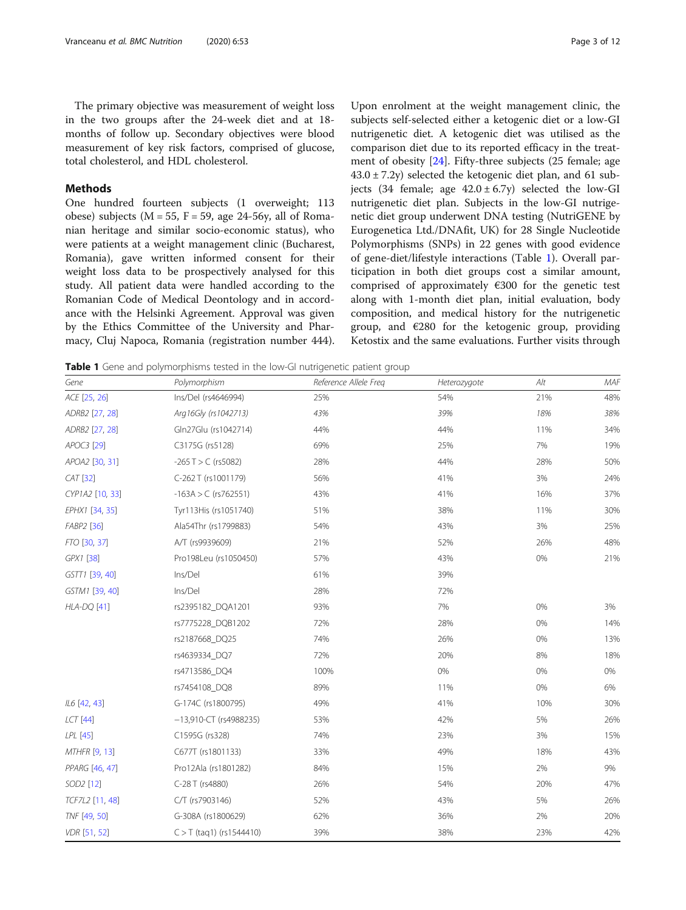The primary objective was measurement of weight loss in the two groups after the 24-week diet and at 18-months of follow up. Secondary objectives were blood measurement of key risk factors, comprised of glucose, total cholesterol, and HDL cholesterol.

## Methods

One hundred fourteen subjects (1 overweight; 113 obese) subjects (M = 55, F = 59, age 24-56y, all of Romanian heritage and similar socio-economic status), who were patients at a weight management clinic (Bucharest, Romania), gave written informed consent for their weight loss data to be prospectively analysed for this study. All patient data were handled according to the Romanian Code of Medical Deontology and in accordance with the Helsinki Agreement. Approval was given by the Ethics Committee of the University and Pharmacy, Cluj Napoca, Romania (registration number 444). Upon enrolment at the weight management clinic, the subjects self-selected either a ketogenic diet or a low-GI nutrigenetic diet. A ketogenic diet was utilised as the comparison diet due to its reported efficacy in the treatment of obesity [24]. Fifty-three subjects (25 female; age 43.0 ± 7.2y) selected the ketogenic diet plan, and 61 subjects (34 female; age 42.0 ± 6.7y) selected the low-GI nutrigenetic diet plan. Subjects in the low-GI nutrigenetic diet group underwent DNA testing (NutriGENE by Eurogenetica Ltd./DNAfit, UK) for 28 Single Nucleotide Polymorphisms (SNPs) in 22 genes with good evidence of gene-diet/lifestyle interactions (Table 1). Overall participation in both diet groups cost a similar amount, comprised of approximately €300 for the genetic test along with 1-month diet plan, initial evaluation, body composition, and medical history for the nutrigenetic group, and €280 for the ketogenic group, providing Ketostix and the same evaluations. Further visits through

**Table 1** Gene and polymorphisms tested in the low-GI nutrigenetic patient group

| Gene | Polymorphism | Reference Allele Freq | Heterozygote | Alt | MAF |
|---|---|---|---|---|---|
| *ACE* [25, 26] | Ins/Del (rs4646994) | 25% | 54% | 21% | 48% |
| *ADRB2* [27, 28] | *Arg16Gly (rs1042713)* | *43%* | *39%* | *18%* | *38%* |
| *ADRB2* [27, 28] | Gln27Glu (rs1042714) | 44% | 44% | 11% | 34% |
| *APOC3* [29] | C3175G (rs5128) | 69% | 25% | 7% | 19% |
| *APOA2* [30, 31] | -265 T > C (rs5082) | 28% | 44% | 28% | 50% |
| *CAT* [32] | C-262 T (rs1001179) | 56% | 41% | 3% | 24% |
| *CYP1A2* [10, 33] | -163A > C (rs762551) | 43% | 41% | 16% | 37% |
| *EPHX1* [34, 35] | Tyr113His (rs1051740) | 51% | 38% | 11% | 30% |
| *FABP2* [36] | Ala54Thr (rs1799883) | 54% | 43% | 3% | 25% |
| *FTO* [30, 37] | A/T (rs9939609) | 21% | 52% | 26% | 48% |
| *GPX1* [38] | Pro198Leu (rs1050450) | 57% | 43% | 0% | 21% |
| *GSTT1* [39, 40] | Ins/Del | 61% | 39% | | |
| *GSTM1* [39, 40] | Ins/Del | 28% | 72% | | |
| *HLA-DQ* [41] | rs2395182_DQA1201 | 93% | 7% | 0% | 3% |
| | rs7775228_DQB1202 | 72% | 28% | 0% | 14% |
| | rs2187668_DQ25 | 74% | 26% | 0% | 13% |
| | rs4639334_DQ7 | 72% | 20% | 8% | 18% |
| | rs4713586_DQ4 | 100% | 0% | 0% | 0% |
| | rs7454108_DQ8 | 89% | 11% | 0% | 6% |
| *IL6* [42, 43] | G-174C (rs1800795) | 49% | 41% | 10% | 30% |
| *LCT* [44] | −13,910-CT (rs4988235) | 53% | 42% | 5% | 26% |
| *LPL* [45] | C1595G (rs328) | 74% | 23% | 3% | 15% |
| *MTHFR* [9, 13] | C677T (rs1801133) | 33% | 49% | 18% | 43% |
| *PPARG* [46, 47] | Pro12Ala (rs1801282) | 84% | 15% | 2% | 9% |
| *SOD2* [12] | C-28 T (rs4880) | 26% | 54% | 20% | 47% |
| *TCF7L2* [11, 48] | C/T (rs7903146) | 52% | 43% | 5% | 26% |
| *TNF* [49, 50] | G-308A (rs1800629) | 62% | 36% | 2% | 20% |
| *VDR* [51, 52] | C > T (taq1) (rs1544410) | 39% | 38% | 23% | 42% |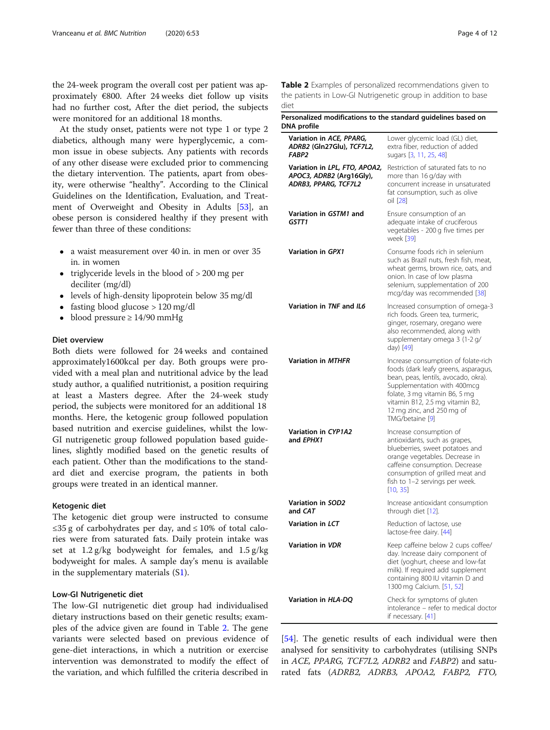the 24-week program the overall cost per patient was approximately €800. After 24 weeks diet follow up visits had no further cost, After the diet period, the subjects were monitored for an additional 18 months.

At the study onset, patients were not type 1 or type 2 diabetics, although many were hyperglycemic, a common issue in obese subjects. Any patients with records of any other disease were excluded prior to commencing the dietary intervention. The patients, apart from obesity, were otherwise "healthy". According to the Clinical Guidelines on the Identification, Evaluation, and Treatment of Overweight and Obesity in Adults [53], an obese person is considered healthy if they present with fewer than three of these conditions:

- a waist measurement over 40 in. in men or over 35 in. in women
- triglyceride levels in the blood of > 200 mg per deciliter (mg/dl)
- levels of high-density lipoprotein below 35 mg/dl
- fasting blood glucose > 120 mg/dl
- blood pressure ≥ 14/90 mmHg

### Diet overview

Both diets were followed for 24 weeks and contained approximately1600kcal per day. Both groups were provided with a meal plan and nutritional advice by the lead study author, a qualified nutritionist, a position requiring at least a Masters degree. After the 24-week study period, the subjects were monitored for an additional 18 months. Here, the ketogenic group followed population based nutrition and exercise guidelines, whilst the low-GI nutrigenetic group followed population based guidelines, slightly modified based on the genetic results of each patient. Other than the modifications to the standard diet and exercise program, the patients in both groups were treated in an identical manner.

### Ketogenic diet

The ketogenic diet group were instructed to consume ≤35 g of carbohydrates per day, and ≤ 10% of total calories were from saturated fats. Daily protein intake was set at 1.2 g/kg bodyweight for females, and 1.5 g/kg bodyweight for males. A sample day's menu is available in the supplementary materials (S1).

### Low-GI Nutrigenetic diet

The low-GI nutrigenetic diet group had individualised dietary instructions based on their genetic results; examples of the advice given are found in Table 2. The gene variants were selected based on previous evidence of gene-diet interactions, in which a nutrition or exercise intervention was demonstrated to modify the effect of the variation, and which fulfilled the criteria described in [54]. The genetic results of each individual were then analysed for sensitivity to carbohydrates (utilising SNPs in *ACE*, *PPARG*, *TCF7L2*, *ADRB2* and *FABP2*) and saturated fats (*ADRB2*, *ADRB3*, *APOA2*, *FABP2*, *FTO*,

**Table 2** Examples of personalized recommendations given to the patients in Low-GI Nutrigenetic group in addition to base diet

| Personalized modifications to the standard guidelines based on DNA profile | |
|---|---|
| **Variation in *ACE, PPARG, ADRB2* (Gln27Glu), *TCF7L2, FABP2*** | Lower glycemic load (GL) diet, extra fiber, reduction of added sugars [3, 11, 25, 48] |
| **Variation in *LPL, FTO, APOA2, APOC3, ADRB2* (Arg16Gly), *ADRB3, PPARG, TCF7L2*** | Restriction of saturated fats to no more than 16 g/day with concurrent increase in unsaturated fat consumption, such as olive oil [28] |
| **Variation in *GSTM1* and *GSTT1*** | Ensure consumption of an adequate intake of cruciferous vegetables - 200 g five times per week [39] |
| **Variation in *GPX1*** | Consume foods rich in selenium such as Brazil nuts, fresh fish, meat, wheat germs, brown rice, oats, and onion. In case of low plasma selenium, supplementation of 200 mcg/day was recommended [38] |
| **Variation in *TNF* and *IL6*** | Increased consumption of omega-3 rich foods. Green tea, turmeric, ginger, rosemary, oregano were also recommended, along with supplementary omega 3 (1-2 g/day) [49] |
| **Variation in *MTHFR*** | Increase consumption of folate-rich foods (dark leafy greens, asparagus, bean, peas, lentils, avocado, okra). Supplementation with 400mcg folate, 3 mg vitamin B6, 5 mg vitamin B12, 2.5 mg vitamin B2, 12 mg zinc, and 250 mg of TMG/betaine [9] |
| **Variation in *CYP1A2* and *EPHX1*** | Increase consumption of antioxidants, such as grapes, blueberries, sweet potatoes and orange vegetables. Decrease in caffeine consumption. Decrease consumption of grilled meat and fish to 1–2 servings per week. [10, 35] |
| **Variation in *SOD2* and *CAT*** | Increase antioxidant consumption through diet [12]. |
| **Variation in *LCT*** | Reduction of lactose, use lactose-free dairy. [44] |
| **Variation in *VDR*** | Keep caffeine below 2 cups coffee/day. Increase dairy component of diet (yoghurt, cheese and low-fat milk). If required add supplement containing 800 IU vitamin D and 1300 mg Calcium. [51, 52] |
| **Variation in *HLA-DQ*** | Check for symptoms of gluten intolerance – refer to medical doctor if necessary. [41] |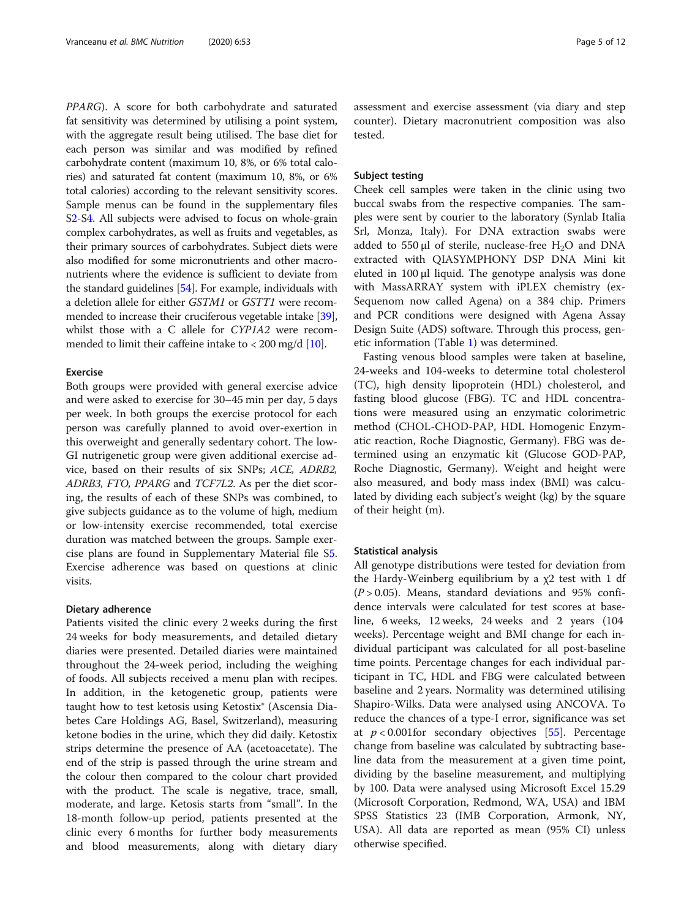*PPARG*). A score for both carbohydrate and saturated fat sensitivity was determined by utilising a point system, with the aggregate result being utilised. The base diet for each person was similar and was modified by refined carbohydrate content (maximum 10, 8%, or 6% total calories) and saturated fat content (maximum 10, 8%, or 6% total calories) according to the relevant sensitivity scores. Sample menus can be found in the supplementary files S2-S4. All subjects were advised to focus on whole-grain complex carbohydrates, as well as fruits and vegetables, as their primary sources of carbohydrates. Subject diets were also modified for some micronutrients and other macronutrients where the evidence is sufficient to deviate from the standard guidelines [54]. For example, individuals with a deletion allele for either *GSTM1* or *GSTT1* were recommended to increase their cruciferous vegetable intake [39], whilst those with a C allele for *CYP1A2* were recommended to limit their caffeine intake to < 200 mg/d [10].

### Exercise

Both groups were provided with general exercise advice and were asked to exercise for 30–45 min per day, 5 days per week. In both groups the exercise protocol for each person was carefully planned to avoid over-exertion in this overweight and generally sedentary cohort. The low-GI nutrigenetic group were given additional exercise advice, based on their results of six SNPs; *ACE, ADRB2, ADRB3, FTO, PPARG* and *TCF7L2*. As per the diet scoring, the results of each of these SNPs was combined, to give subjects guidance as to the volume of high, medium or low-intensity exercise recommended, total exercise duration was matched between the groups. Sample exercise plans are found in Supplementary Material file S5. Exercise adherence was based on questions at clinic visits.

### Dietary adherence

Patients visited the clinic every 2 weeks during the first 24 weeks for body measurements, and detailed dietary diaries were presented. Detailed diaries were maintained throughout the 24-week period, including the weighing of foods. All subjects received a menu plan with recipes. In addition, in the ketogenetic group, patients were taught how to test ketosis using Ketostix® (Ascensia Diabetes Care Holdings AG, Basel, Switzerland), measuring ketone bodies in the urine, which they did daily. Ketostix strips determine the presence of AA (acetoacetate). The end of the strip is passed through the urine stream and the colour then compared to the colour chart provided with the product. The scale is negative, trace, small, moderate, and large. Ketosis starts from "small". In the 18-month follow-up period, patients presented at the clinic every 6 months for further body measurements and blood measurements, along with dietary diary assessment and exercise assessment (via diary and step counter). Dietary macronutrient composition was also tested.

### Subject testing

Cheek cell samples were taken in the clinic using two buccal swabs from the respective companies. The samples were sent by courier to the laboratory (Synlab Italia Srl, Monza, Italy). For DNA extraction swabs were added to 550 μl of sterile, nuclease-free $H_2O$ and DNA extracted with QIASYMPHONY DSP DNA Mini kit eluted in 100 μl liquid. The genotype analysis was done with MassARRAY system with iPLEX chemistry (ex-Sequenom now called Agena) on a 384 chip. Primers and PCR conditions were designed with Agena Assay Design Suite (ADS) software. Through this process, genetic information (Table 1) was determined.

Fasting venous blood samples were taken at baseline, 24-weeks and 104-weeks to determine total cholesterol (TC), high density lipoprotein (HDL) cholesterol, and fasting blood glucose (FBG). TC and HDL concentrations were measured using an enzymatic colorimetric method (CHOL-CHOD-PAP, HDL Homogenic Enzymatic reaction, Roche Diagnostic, Germany). FBG was determined using an enzymatic kit (Glucose GOD-PAP, Roche Diagnostic, Germany). Weight and height were also measured, and body mass index (BMI) was calculated by dividing each subject's weight (kg) by the square of their height (m).

### Statistical analysis

All genotype distributions were tested for deviation from the Hardy-Weinberg equilibrium by a $\chi 2$ test with 1 df ($P > 0.05$). Means, standard deviations and 95% confidence intervals were calculated for test scores at baseline, 6 weeks, 12 weeks, 24 weeks and 2 years (104 weeks). Percentage weight and BMI change for each individual participant was calculated for all post-baseline time points. Percentage changes for each individual participant in TC, HDL and FBG were calculated between baseline and 2 years. Normality was determined utilising Shapiro-Wilks. Data were analysed using ANCOVA. To reduce the chances of a type-I error, significance was set at $p < 0.001$for secondary objectives [55]. Percentage change from baseline was calculated by subtracting baseline data from the measurement at a given time point, dividing by the baseline measurement, and multiplying by 100. Data were analysed using Microsoft Excel 15.29 (Microsoft Corporation, Redmond, WA, USA) and IBM SPSS Statistics 23 (IMB Corporation, Armonk, NY, USA). All data are reported as mean (95% CI) unless otherwise specified.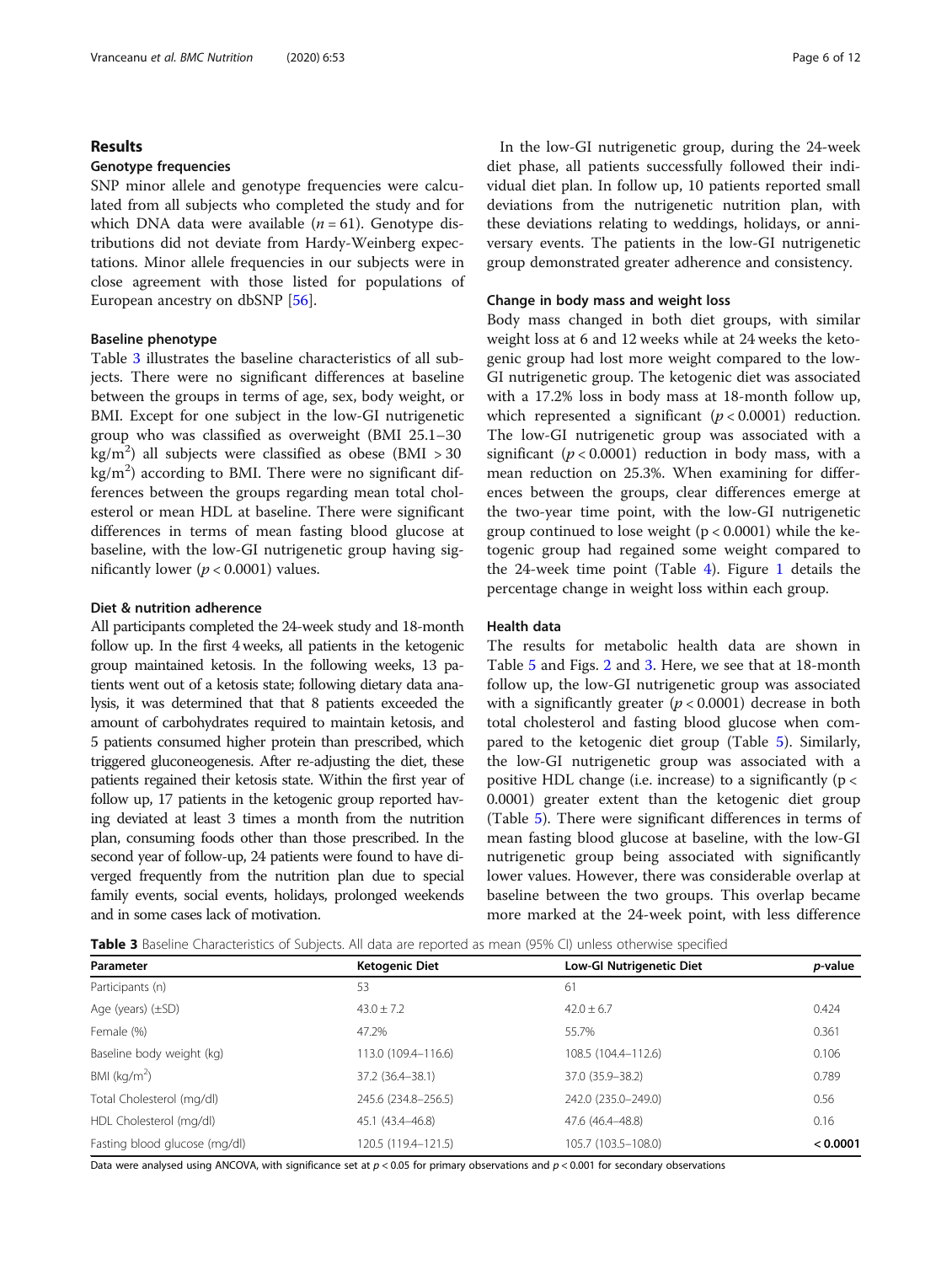## Results

### Genotype frequencies

SNP minor allele and genotype frequencies were calculated from all subjects who completed the study and for which DNA data were available ($n = 61$). Genotype distributions did not deviate from Hardy-Weinberg expectations. Minor allele frequencies in our subjects were in close agreement with those listed for populations of European ancestry on dbSNP [56].

### Baseline phenotype

Table 3 illustrates the baseline characteristics of all subjects. There were no significant differences at baseline between the groups in terms of age, sex, body weight, or BMI. Except for one subject in the low-GI nutrigenetic group who was classified as overweight (BMI 25.1–30 kg/m$^2$) all subjects were classified as obese (BMI > 30 kg/m$^2$) according to BMI. There were no significant differences between the groups regarding mean total cholesterol or mean HDL at baseline. There were significant differences in terms of mean fasting blood glucose at baseline, with the low-GI nutrigenetic group having significantly lower ($p < 0.0001$) values.

### Diet & nutrition adherence

All participants completed the 24-week study and 18-month follow up. In the first 4 weeks, all patients in the ketogenic group maintained ketosis. In the following weeks, 13 patients went out of a ketosis state; following dietary data analysis, it was determined that that 8 patients exceeded the amount of carbohydrates required to maintain ketosis, and 5 patients consumed higher protein than prescribed, which triggered gluconeogenesis. After re-adjusting the diet, these patients regained their ketosis state. Within the first year of follow up, 17 patients in the ketogenic group reported having deviated at least 3 times a month from the nutrition plan, consuming foods other than those prescribed. In the second year of follow-up, 24 patients were found to have diverged frequently from the nutrition plan due to special family events, social events, holidays, prolonged weekends and in some cases lack of motivation.

In the low-GI nutrigenetic group, during the 24-week diet phase, all patients successfully followed their individual diet plan. In follow up, 10 patients reported small deviations from the nutrigenetic nutrition plan, with these deviations relating to weddings, holidays, or anniversary events. The patients in the low-GI nutrigenetic group demonstrated greater adherence and consistency.

### Change in body mass and weight loss

Body mass changed in both diet groups, with similar weight loss at 6 and 12 weeks while at 24 weeks the ketogenic group had lost more weight compared to the low-GI nutrigenetic group. The ketogenic diet was associated with a 17.2% loss in body mass at 18-month follow up, which represented a significant ($p < 0.0001$) reduction. The low-GI nutrigenetic group was associated with a significant ($p < 0.0001$) reduction in body mass, with a mean reduction on 25.3%. When examining for differences between the groups, clear differences emerge at the two-year time point, with the low-GI nutrigenetic group continued to lose weight ($p < 0.0001$) while the ketogenic group had regained some weight compared to the 24-week time point (Table 4). Figure 1 details the percentage change in weight loss within each group.

### Health data

The results for metabolic health data are shown in Table 5 and Figs. 2 and 3. Here, we see that at 18-month follow up, the low-GI nutrigenetic group was associated with a significantly greater ($p < 0.0001$) decrease in both total cholesterol and fasting blood glucose when compared to the ketogenic diet group (Table 5). Similarly, the low-GI nutrigenetic group was associated with a positive HDL change (i.e. increase) to a significantly ($p < 0.0001$) greater extent than the ketogenic diet group (Table 5). There were significant differences in terms of mean fasting blood glucose at baseline, with the low-GI nutrigenetic group being associated with significantly lower values. However, there was considerable overlap at baseline between the two groups. This overlap became more marked at the 24-week point, with less difference

**Table 3** Baseline Characteristics of Subjects. All data are reported as mean (95% CI) unless otherwise specified

| Parameter | Ketogenic Diet | Low-GI Nutrigenetic Diet | *p*-value |
|---|---|---|---|
| Participants (n) | 53 | 61 | |
| Age (years) (±SD) | 43.0 ± 7.2 | 42.0 ± 6.7 | 0.424 |
| Female (%) | 47.2% | 55.7% | 0.361 |
| Baseline body weight (kg) | 113.0 (109.4–116.6) | 108.5 (104.4–112.6) | 0.106 |
| BMI (kg/m$^2$) | 37.2 (36.4–38.1) | 37.0 (35.9–38.2) | 0.789 |
| Total Cholesterol (mg/dl) | 245.6 (234.8–256.5) | 242.0 (235.0–249.0) | 0.56 |
| HDL Cholesterol (mg/dl) | 45.1 (43.4–46.8) | 47.6 (46.4–48.8) | 0.16 |
| Fasting blood glucose (mg/dl) | 120.5 (119.4–121.5) | 105.7 (103.5–108.0) | **< 0.0001** |

Data were analysed using ANCOVA, with significance set at $p < 0.05$ for primary observations and $p < 0.001$ for secondary observations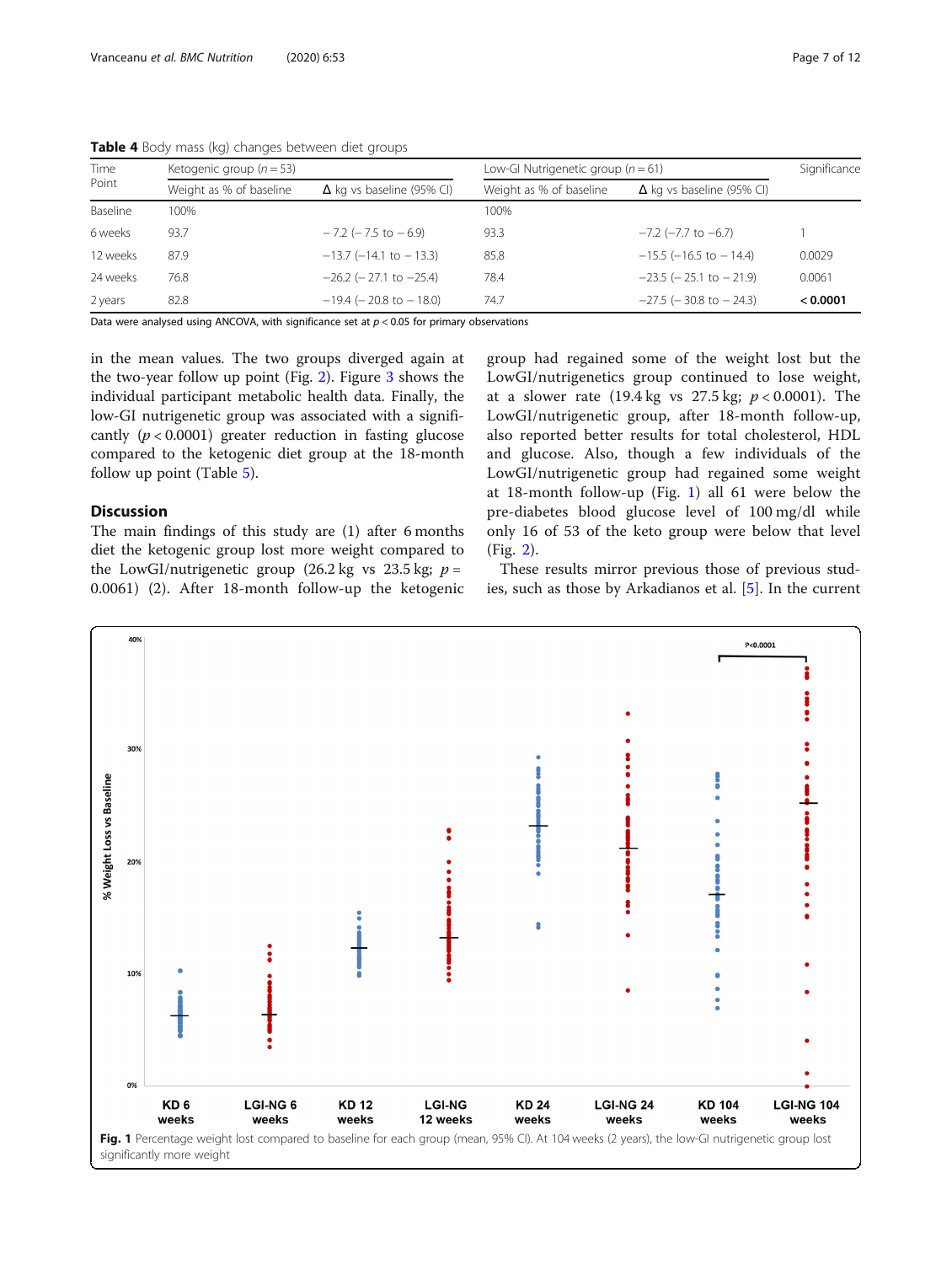**Table 4** Body mass (kg) changes between diet groups

| Time Point | Ketogenic group ($n = 53$) | | Low-GI Nutrigenetic group ($n = 61$) | | Significance |
|---|---|---|---|---|---|
| | Weight as % of baseline | Δ kg vs baseline (95% CI) | Weight as % of baseline | Δ kg vs baseline (95% CI) | |
| Baseline | 100% | | 100% | | |
| 6 weeks | 93.7 | − 7.2 (− 7.5 to − 6.9) | 93.3 | −7.2 (−7.7 to −6.7) | 1 |
| 12 weeks | 87.9 | −13.7 (−14.1 to − 13.3) | 85.8 | −15.5 (−16.5 to − 14.4) | 0.0029 |
| 24 weeks | 76.8 | −26.2 (− 27.1 to −25.4) | 78.4 | −23.5 (− 25.1 to − 21.9) | 0.0061 |
| 2 years | 82.8 | −19.4 (− 20.8 to − 18.0) | 74.7 | −27.5 (− 30.8 to − 24.3) | **< 0.0001** |

Data were analysed using ANCOVA, with significance set at $p < 0.05$ for primary observations

in the mean values. The two groups diverged again at the two-year follow up point (Fig. 2). Figure 3 shows the individual participant metabolic health data. Finally, the low-GI nutrigenetic group was associated with a significantly ($p < 0.0001$) greater reduction in fasting glucose compared to the ketogenic diet group at the 18-month follow up point (Table 5).

## Discussion

The main findings of this study are (1) after 6 months diet the ketogenic group lost more weight compared to the LowGI/nutrigenetic group (26.2 kg vs 23.5 kg; $p = 0.0061$) (2). After 18-month follow-up the ketogenic group had regained some of the weight lost but the LowGI/nutrigenetics group continued to lose weight, at a slower rate (19.4 kg vs 27.5 kg; $p < 0.0001$). The LowGI/nutrigenetic group, after 18-month follow-up, also reported better results for total cholesterol, HDL and glucose. Also, though a few individuals of the LowGI/nutrigenetic group had regained some weight at 18-month follow-up (Fig. 1) all 61 were below the pre-diabetes blood glucose level of 100 mg/dl while only 16 of 53 of the keto group were below that level (Fig. 2).

These results mirror previous those of previous studies, such as those by Arkadianos et al. [5]. In the current

**Fig. 1** Percentage weight lost compared to baseline for each group (mean, 95% CI). At 104 weeks (2 years), the low-GI nutrigenetic group lost significantly more weight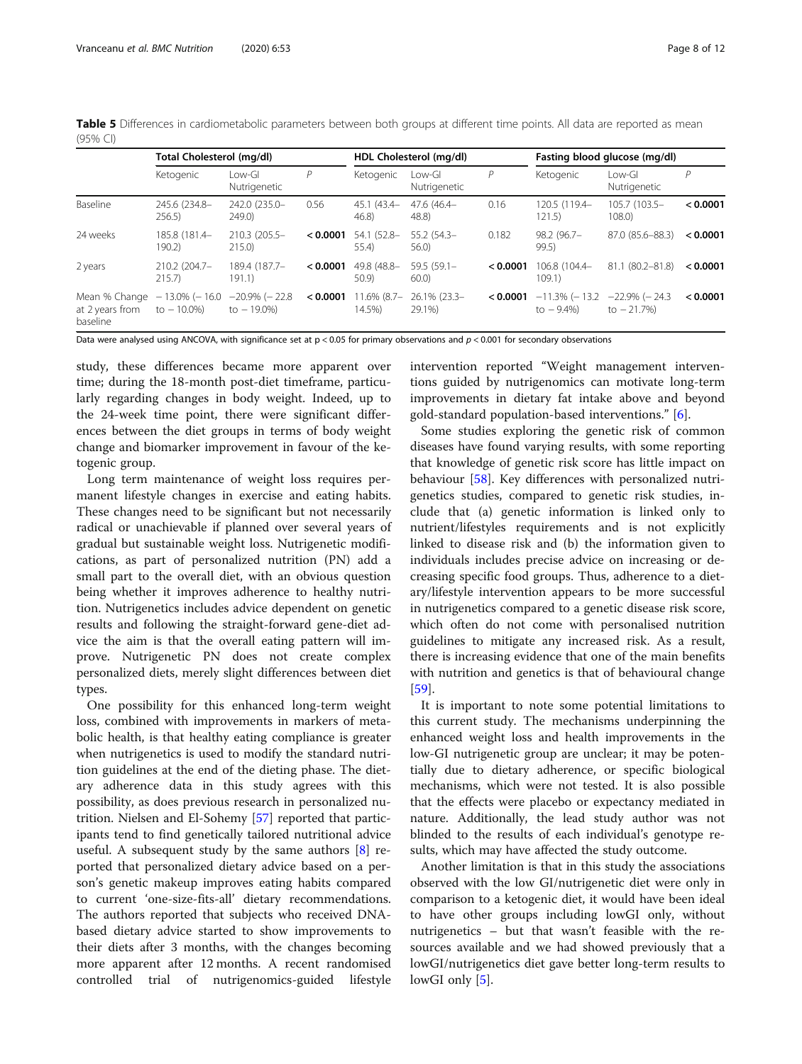**Table 5** Differences in cardiometabolic parameters between both groups at different time points. All data are reported as mean (95% CI)

| | Total Cholesterol (mg/dl) | | | HDL Cholesterol (mg/dl) | | | Fasting blood glucose (mg/dl) | | |
|---|---|---|---|---|---|---|---|---|---|
| | Ketogenic | Low-GI Nutrigenetic | *P* | Ketogenic | Low-GI Nutrigenetic | *P* | Ketogenic | Low-GI Nutrigenetic | *P* |
| Baseline | 245.6 (234.8–256.5) | 242.0 (235.0–249.0) | 0.56 | 45.1 (43.4–46.8) | 47.6 (46.4–48.8) | 0.16 | 120.5 (119.4–121.5) | 105.7 (103.5–108.0) | **< 0.0001** |
| 24 weeks | 185.8 (181.4–190.2) | 210.3 (205.5–215.0) | **< 0.0001** | 54.1 (52.8–55.4) | 55.2 (54.3–56.0) | 0.182 | 98.2 (96.7–99.5) | 87.0 (85.6–88.3) | **< 0.0001** |
| 2 years | 210.2 (204.7–215.7) | 189.4 (187.7–191.1) | **< 0.0001** | 49.8 (48.8–50.9) | 59.5 (59.1–60.0) | **< 0.0001** | 106.8 (104.4–109.1) | 81.1 (80.2–81.8) | **< 0.0001** |
| Mean % Change at 2 years from baseline | − 13.0% (− 16.0 to − 10.0%) | −20.9% (− 22.8 to − 19.0%) | **< 0.0001** | 11.6% (8.7–14.5%) | 26.1% (23.3–29.1%) | **< 0.0001** | −11.3% (− 13.2 to − 9.4%) | −22.9% (− 24.3 to − 21.7%) | **< 0.0001** |

Data were analysed using ANCOVA, with significance set at $p < 0.05$ for primary observations and $p < 0.001$ for secondary observations

study, these differences became more apparent over time; during the 18-month post-diet timeframe, particularly regarding changes in body weight. Indeed, up to the 24-week time point, there were significant differences between the diet groups in terms of body weight change and biomarker improvement in favour of the ketogenic group.

Long term maintenance of weight loss requires permanent lifestyle changes in exercise and eating habits. These changes need to be significant but not necessarily radical or unachievable if planned over several years of gradual but sustainable weight loss. Nutrigenetic modifications, as part of personalized nutrition (PN) add a small part to the overall diet, with an obvious question being whether it improves adherence to healthy nutrition. Nutrigenetics includes advice dependent on genetic results and following the straight-forward gene-diet advice the aim is that the overall eating pattern will improve. Nutrigenetic PN does not create complex personalized diets, merely slight differences between diet types.

One possibility for this enhanced long-term weight loss, combined with improvements in markers of metabolic health, is that healthy eating compliance is greater when nutrigenetics is used to modify the standard nutrition guidelines at the end of the dieting phase. The dietary adherence data in this study agrees with this possibility, as does previous research in personalized nutrition. Nielsen and El-Sohemy [57] reported that participants tend to find genetically tailored nutritional advice useful. A subsequent study by the same authors [8] reported that personalized dietary advice based on a person's genetic makeup improves eating habits compared to current 'one-size-fits-all' dietary recommendations. The authors reported that subjects who received DNA-based dietary advice started to show improvements to their diets after 3 months, with the changes becoming more apparent after 12 months. A recent randomised controlled trial of nutrigenomics-guided lifestyle intervention reported "Weight management interventions guided by nutrigenomics can motivate long-term improvements in dietary fat intake above and beyond gold-standard population-based interventions." [6].

Some studies exploring the genetic risk of common diseases have found varying results, with some reporting that knowledge of genetic risk score has little impact on behaviour [58]. Key differences with personalized nutrigenetics studies, compared to genetic risk studies, include that (a) genetic information is linked only to nutrient/lifestyles requirements and is not explicitly linked to disease risk and (b) the information given to individuals includes precise advice on increasing or decreasing specific food groups. Thus, adherence to a dietary/lifestyle intervention appears to be more successful in nutrigenetics compared to a genetic disease risk score, which often do not come with personalised nutrition guidelines to mitigate any increased risk. As a result, there is increasing evidence that one of the main benefits with nutrition and genetics is that of behavioural change [59].

It is important to note some potential limitations to this current study. The mechanisms underpinning the enhanced weight loss and health improvements in the low-GI nutrigenetic group are unclear; it may be potentially due to dietary adherence, or specific biological mechanisms, which were not tested. It is also possible that the effects were placebo or expectancy mediated in nature. Additionally, the lead study author was not blinded to the results of each individual's genotype results, which may have affected the study outcome.

Another limitation is that in this study the associations observed with the low GI/nutrigenetic diet were only in comparison to a ketogenic diet, it would have been ideal to have other groups including lowGI only, without nutrigenetics – but that wasn't feasible with the resources available and we had showed previously that a lowGI/nutrigenetics diet gave better long-term results to lowGI only [5].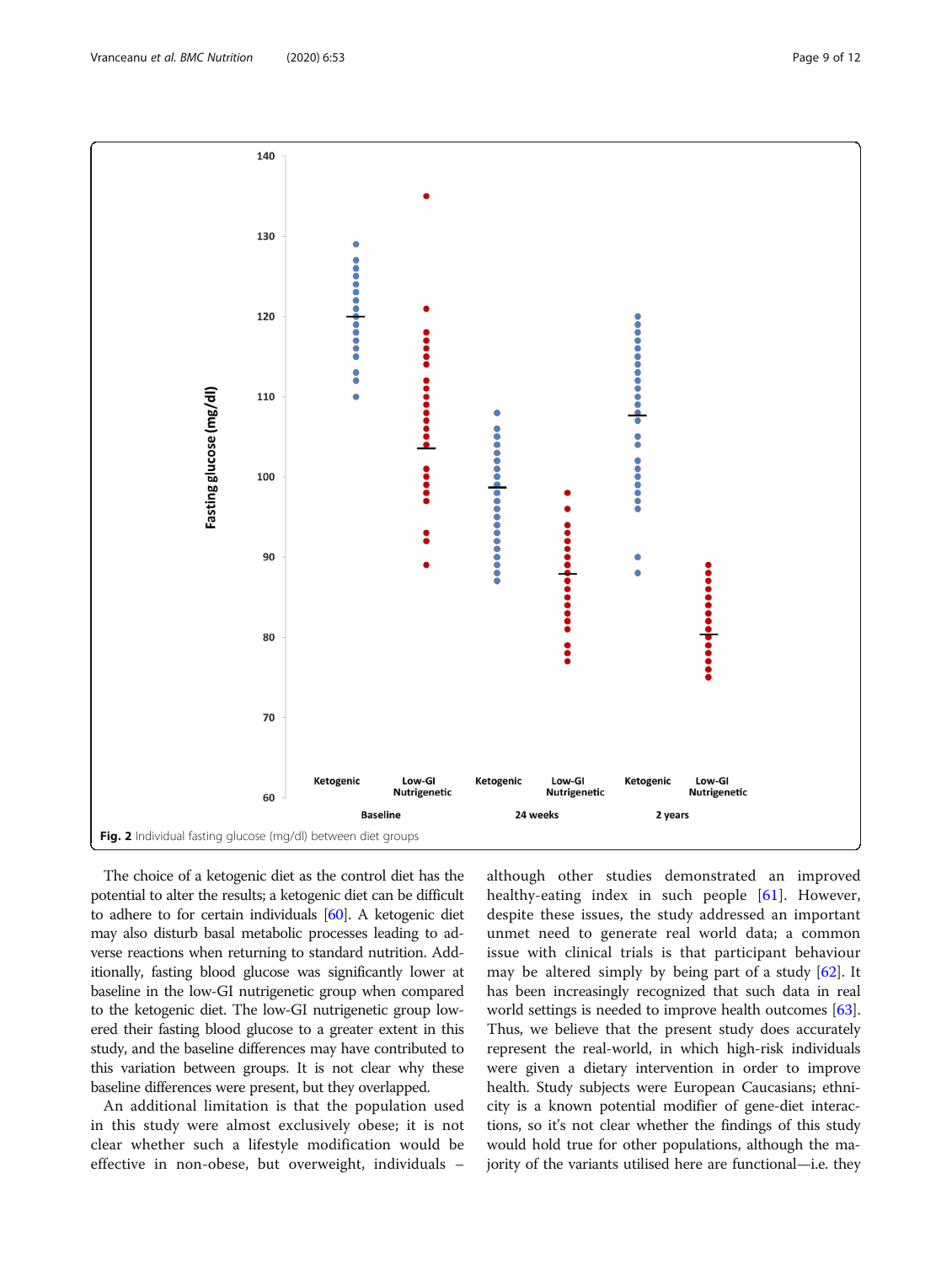Fig. 2 Individual fasting glucose (mg/dl) between diet groups

The choice of a ketogenic diet as the control diet has the potential to alter the results; a ketogenic diet can be difficult to adhere to for certain individuals [60]. A ketogenic diet may also disturb basal metabolic processes leading to adverse reactions when returning to standard nutrition. Additionally, fasting blood glucose was significantly lower at baseline in the low-GI nutrigenetic group when compared to the ketogenic diet. The low-GI nutrigenetic group lowered their fasting blood glucose to a greater extent in this study, and the baseline differences may have contributed to this variation between groups. It is not clear why these baseline differences were present, but they overlapped.

An additional limitation is that the population used in this study were almost exclusively obese; it is not clear whether such a lifestyle modification would be effective in non-obese, but overweight, individuals – although other studies demonstrated an improved healthy-eating index in such people [61]. However, despite these issues, the study addressed an important unmet need to generate real world data; a common issue with clinical trials is that participant behaviour may be altered simply by being part of a study [62]. It has been increasingly recognized that such data in real world settings is needed to improve health outcomes [63]. Thus, we believe that the present study does accurately represent the real-world, in which high-risk individuals were given a dietary intervention in order to improve health. Study subjects were European Caucasians; ethnicity is a known potential modifier of gene-diet interactions, so it's not clear whether the findings of this study would hold true for other populations, although the majority of the variants utilised here are functional—i.e. they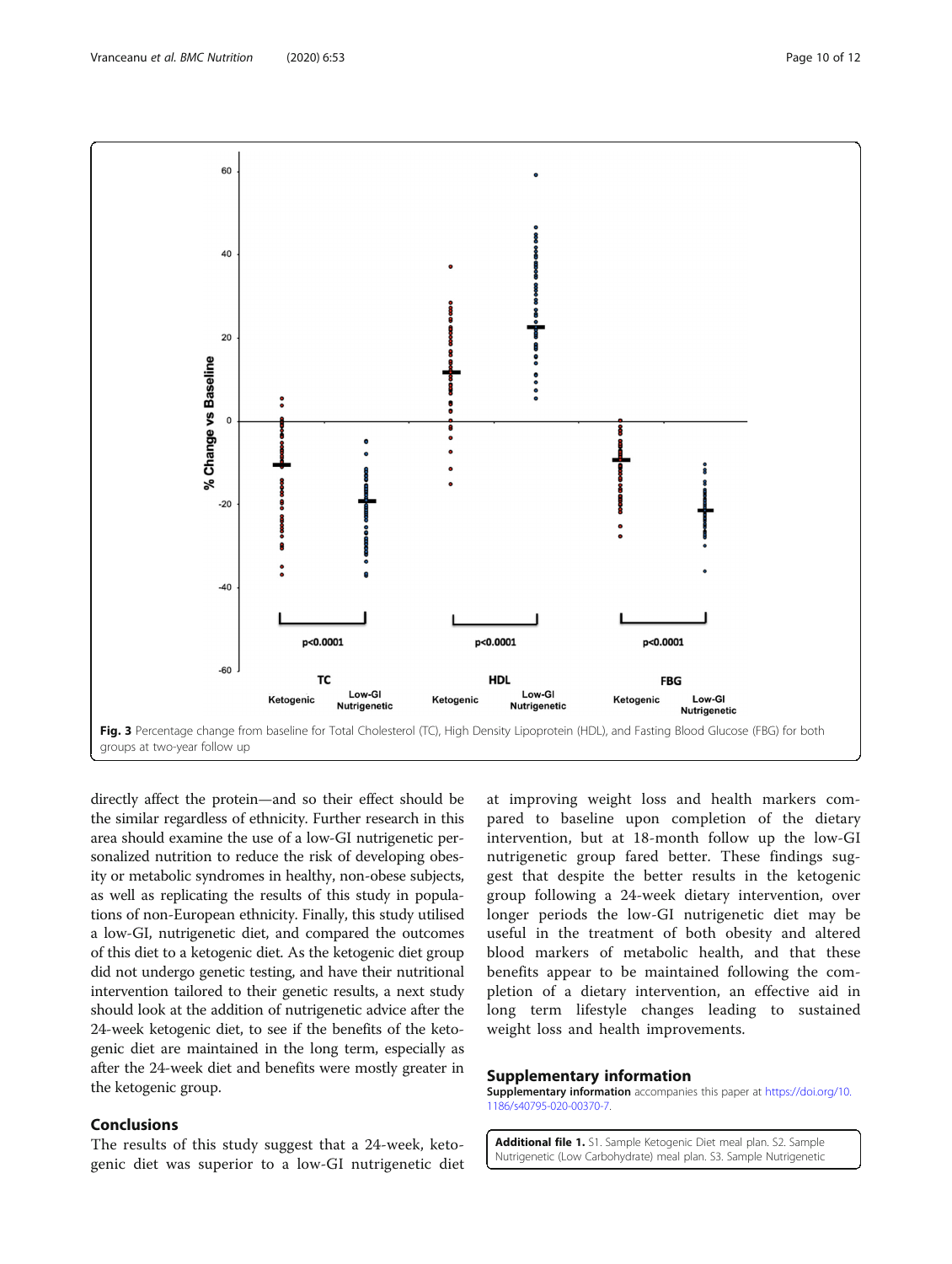Fig. 3 Percentage change from baseline for Total Cholesterol (TC), High Density Lipoprotein (HDL), and Fasting Blood Glucose (FBG) for both groups at two-year follow up

directly affect the protein—and so their effect should be the similar regardless of ethnicity. Further research in this area should examine the use of a low-GI nutrigenetic personalized nutrition to reduce the risk of developing obesity or metabolic syndromes in healthy, non-obese subjects, as well as replicating the results of this study in populations of non-European ethnicity. Finally, this study utilised a low-GI, nutrigenetic diet, and compared the outcomes of this diet to a ketogenic diet. As the ketogenic diet group did not undergo genetic testing, and have their nutritional intervention tailored to their genetic results, a next study should look at the addition of nutrigenetic advice after the 24-week ketogenic diet, to see if the benefits of the ketogenic diet are maintained in the long term, especially as after the 24-week diet and benefits were mostly greater in the ketogenic group.

## Conclusions

The results of this study suggest that a 24-week, ketogenic diet was superior to a low-GI nutrigenetic diet at improving weight loss and health markers compared to baseline upon completion of the dietary intervention, but at 18-month follow up the low-GI nutrigenetic group fared better. These findings suggest that despite the better results in the ketogenic group following a 24-week dietary intervention, over longer periods the low-GI nutrigenetic diet may be useful in the treatment of both obesity and altered blood markers of metabolic health, and that these benefits appear to be maintained following the completion of a dietary intervention, an effective aid in long term lifestyle changes leading to sustained weight loss and health improvements.

## Supplementary information

**Supplementary information** accompanies this paper at https://doi.org/10.1186/s40795-020-00370-7.

**Additional file 1.** S1. Sample Ketogenic Diet meal plan. S2. Sample Nutrigenetic (Low Carbohydrate) meal plan. S3. Sample Nutrigenetic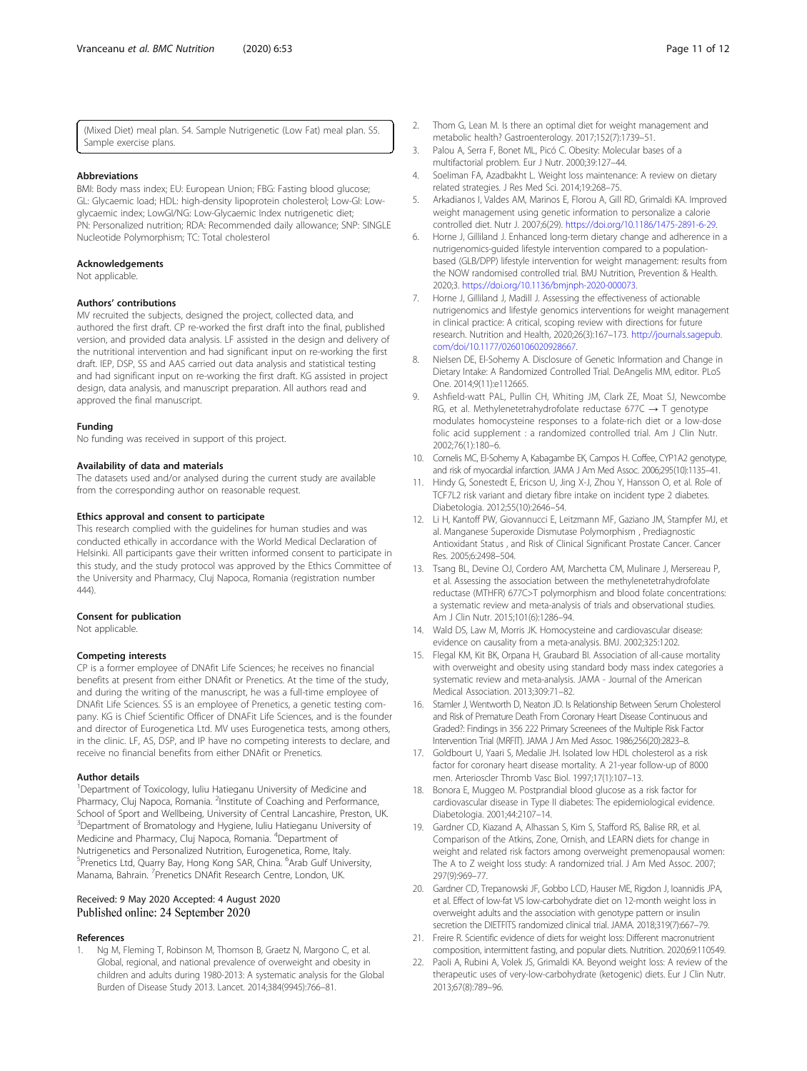(Mixed Diet) meal plan. S4. Sample Nutrigenetic (Low Fat) meal plan. S5. Sample exercise plans.

### Abbreviations

BMI: Body mass index; EU: European Union; FBG: Fasting blood glucose; GL: Glycaemic load; HDL: high-density lipoprotein cholesterol; Low-GI: Low-glycaemic index; LowGI/NG: Low-Glycaemic Index nutrigenetic diet; PN: Personalized nutrition; RDA: Recommended daily allowance; SNP: SINGLE Nucleotide Polymorphism; TC: Total cholesterol

### Acknowledgements

Not applicable.

### Authors' contributions

MV recruited the subjects, designed the project, collected data, and authored the first draft. CP re-worked the first draft into the final, published version, and provided data analysis. LF assisted in the design and delivery of the nutritional intervention and had significant input on re-working the first draft. IEP, DSP, SS and AAS carried out data analysis and statistical testing and had significant input on re-working the first draft. KG assisted in project design, data analysis, and manuscript preparation. All authors read and approved the final manuscript.

### Funding

No funding was received in support of this project.

### Availability of data and materials

The datasets used and/or analysed during the current study are available from the corresponding author on reasonable request.

### Ethics approval and consent to participate

This research complied with the guidelines for human studies and was conducted ethically in accordance with the World Medical Declaration of Helsinki. All participants gave their written informed consent to participate in this study, and the study protocol was approved by the Ethics Committee of the University and Pharmacy, Cluj Napoca, Romania (registration number 444).

### Consent for publication

Not applicable.

### Competing interests

CP is a former employee of DNAfit Life Sciences; he receives no financial benefits at present from either DNAfit or Prenetics. At the time of the study, and during the writing of the manuscript, he was a full-time employee of DNAfit Life Sciences. SS is an employee of Prenetics, a genetic testing company. KG is Chief Scientific Officer of DNAfit Life Sciences, and is the founder and director of Eurogenetica Ltd. MV uses Eurogenetica tests, among others, in the clinic. LF, AS, DSP, and IP have no competing interests to declare, and receive no financial benefits from either DNAfit or Prenetics.

### Author details

[1]Department of Toxicology, Iuliu Hatieganu University of Medicine and Pharmacy, Cluj Napoca, Romania. [2]Institute of Coaching and Performance, School of Sport and Wellbeing, University of Central Lancashire, Preston, UK. [3]Department of Bromatology and Hygiene, Iuliu Hatieganu University of Medicine and Pharmacy, Cluj Napoca, Romania. [4]Department of Nutrigenetics and Personalized Nutrition, Eurogenetica, Rome, Italy. [5]Prenetics Ltd, Quarry Bay, Hong Kong SAR, China. [6]Arab Gulf University, Manama, Bahrain. [7]Prenetics DNAfit Research Centre, London, UK.

Received: 9 May 2020 Accepted: 4 August 2020
Published online: 24 September 2020

### References

1. Ng M, Fleming T, Robinson M, Thomson B, Graetz N, Margono C, et al. Global, regional, and national prevalence of overweight and obesity in children and adults during 1980-2013: A systematic analysis for the Global Burden of Disease Study 2013. Lancet. 2014;384(9945):766–81.
2. Thom G, Lean M. Is there an optimal diet for weight management and metabolic health? Gastroenterology. 2017;152(7):1739–51.
3. Palou A, Serra F, Bonet ML, Picó C. Obesity: Molecular bases of a multifactorial problem. Eur J Nutr. 2000;39:127–44.
4. Soeliman FA, Azadbakht L. Weight loss maintenance: A review on dietary related strategies. J Res Med Sci. 2014;19:268–75.
5. Arkadianos I, Valdes AM, Marinos E, Florou A, Gill RD, Grimaldi KA. Improved weight management using genetic information to personalize a calorie controlled diet. Nutr J. 2007;6(29). https://doi.org/10.1186/1475-2891-6-29.
6. Horne J, Gilliland J. Enhanced long-term dietary change and adherence in a nutrigenomics-guided lifestyle intervention compared to a population-based (GLB/DPP) lifestyle intervention for weight management: results from the NOW randomised controlled trial. BMJ Nutrition, Prevention & Health. 2020;3. https://doi.org/10.1136/bmjnph-2020-000073.
7. Horne J, Gilliland J, Madill J. Assessing the effectiveness of actionable nutrigenomics and lifestyle genomics interventions for weight management in clinical practice: A critical, scoping review with directions for future research. Nutrition and Health, 2020;26(3):167–173. http://journals.sagepub.com/doi/10.1177/0260106020928667.
8. Nielsen DE, El-Sohemy A. Disclosure of Genetic Information and Change in Dietary Intake: A Randomized Controlled Trial. DeAngelis MM, editor. PLoS One. 2014;9(11):e112665.
9. Ashfield-watt PAL, Pullin CH, Whiting JM, Clark ZE, Moat SJ, Newcombe RG, et al. Methylenetetrahydrofolate reductase 677C → T genotype modulates homocysteine responses to a folate-rich diet or a low-dose folic acid supplement : a randomized controlled trial. Am J Clin Nutr. 2002;76(1):180–6.
10. Cornelis MC, El-Sohemy A, Kabagambe EK, Campos H. Coffee, CYP1A2 genotype, and risk of myocardial infarction. JAMA J Am Med Assoc. 2006;295(10):1135–41.
11. Hindy G, Sonestedt E, Ericson U, Jing X-J, Zhou Y, Hansson O, et al. Role of TCF7L2 risk variant and dietary fibre intake on incident type 2 diabetes. Diabetologia. 2012;55(10):2646–54.
12. Li H, Kantoff PW, Giovannucci E, Leitzmann MF, Gaziano JM, Stampfer MJ, et al. Manganese Superoxide Dismutase Polymorphism , Prediagnostic Antioxidant Status , and Risk of Clinical Significant Prostate Cancer. Cancer Res. 2005;6:2498–504.
13. Tsang BL, Devine OJ, Cordero AM, Marchetta CM, Mulinare J, Mersereau P, et al. Assessing the association between the methylenetetrahydrofolate reductase (MTHFR) 677C>T polymorphism and blood folate concentrations: a systematic review and meta-analysis of trials and observational studies. Am J Clin Nutr. 2015;101(6):1286–94.
14. Wald DS, Law M, Morris JK. Homocysteine and cardiovascular disease: evidence on causality from a meta-analysis. BMJ. 2002;325:1202.
15. Flegal KM, Kit BK, Orpana H, Graubard BI. Association of all-cause mortality with overweight and obesity using standard body mass index categories a systematic review and meta-analysis. JAMA - Journal of the American Medical Association. 2013;309:71–82.
16. Stamler J, Wentworth D, Neaton JD. Is Relationship Between Serum Cholesterol and Risk of Premature Death From Coronary Heart Disease Continuous and Graded?: Findings in 356 222 Primary Screenees of the Multiple Risk Factor Intervention Trial (MRFIT). JAMA J Am Med Assoc. 1986;256(20):2823–8.
17. Goldbourt U, Yaari S, Medalie JH. Isolated low HDL cholesterol as a risk factor for coronary heart disease mortality. A 21-year follow-up of 8000 men. Arterioscler Thromb Vasc Biol. 1997;17(1):107–13.
18. Bonora E, Muggeo M. Postprandial blood glucose as a risk factor for cardiovascular disease in Type II diabetes: The epidemiological evidence. Diabetologia. 2001;44:2107–14.
19. Gardner CD, Kiazand A, Alhassan S, Kim S, Stafford RS, Balise RR, et al. Comparison of the Atkins, Zone, Ornish, and LEARN diets for change in weight and related risk factors among overweight premenopausal women: The A to Z weight loss study: A randomized trial. J Am Med Assoc. 2007; 297(9):969–77.
20. Gardner CD, Trepanowski JF, Gobbo LCD, Hauser ME, Rigdon J, Ioannidis JPA, et al. Effect of low-fat VS low-carbohydrate diet on 12-month weight loss in overweight adults and the association with genotype pattern or insulin secretion the DIETFITS randomized clinical trial. JAMA. 2018;319(7):667–79.
21. Freire R. Scientific evidence of diets for weight loss: Different macronutrient composition, intermittent fasting, and popular diets. Nutrition. 2020;69:110549.
22. Paoli A, Rubini A, Volek JS, Grimaldi KA. Beyond weight loss: A review of the therapeutic uses of very-low-carbohydrate (ketogenic) diets. Eur J Clin Nutr. 2013;67(8):789–96.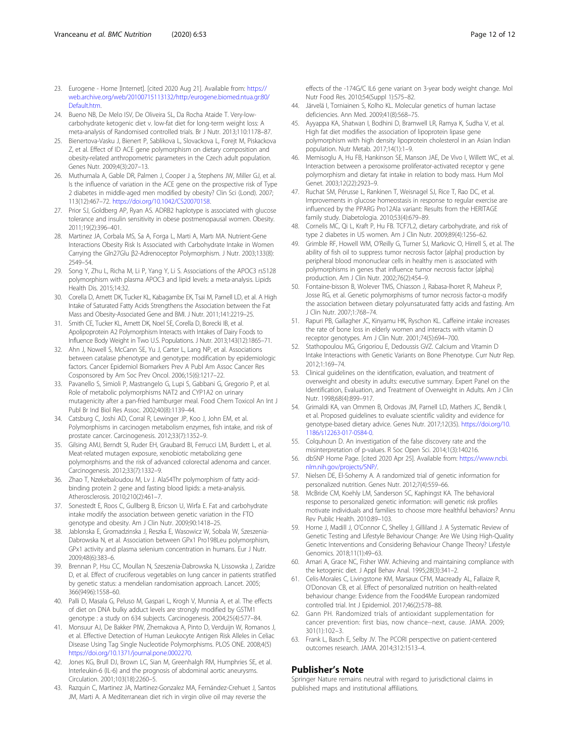23. Eurogene - Home [Internet]. [cited 2020 Aug 21]. Available from: https://web.archive.org/web/20100715113132/http:/eurogene.biomed.ntua.gr:80/Default.htm.
24. Bueno NB, De Melo ISV, De Oliveira SL, Da Rocha Ataide T. Very-low-carbohydrate ketogenic diet v. low-fat diet for long-term weight loss: A meta-analysis of Randomised controlled trials. Br J Nutr. 2013;110:1178–87.
25. Bienertova-Vasku J, Bienert P, Sablikova L, Slovackova L, Forejt M, Piskackova Z, et al. Effect of ID ACE gene polymorphism on dietary composition and obesity-related anthropometric parameters in the Czech adult population. Genes Nutr. 2009;4(3):207–13.
26. Muthumala A, Gable DR, Palmen J, Cooper J a, Stephens JW, Miller GJ, et al. Is the influence of variation in the ACE gene on the prospective risk of Type 2 diabetes in middle-aged men modified by obesity? Clin Sci (Lond). 2007; 113(12):467–72. https://doi.org/10.1042/CS20070158.
27. Prior SJ, Goldberg AP, Ryan AS. ADRB2 haplotype is associated with glucose tolerance and insulin sensitivity in obese postmenopausal women. Obesity. 2011;19(2):396–401.
28. Martinez JA, Corbala MS, Sa A, Forga L, Marti A, Martı MA. Nutrient-Gene Interactions Obesity Risk Is Associated with Carbohydrate Intake in Women Carrying the Gln27Glu β2-Adrenoceptor Polymorphism. J Nutr. 2003;133(8): 2549–54.
29. Song Y, Zhu L, Richa M, Li P, Yang Y, Li S. Associations of the APOC3 rs5128 polymorphism with plasma APOC3 and lipid levels: a meta-analysis. Lipids Health Dis. 2015;14:32.
30. Corella D, Arnett DK, Tucker KL, Kabagambe EK, Tsai M, Parnell LD, et al. A High Intake of Saturated Fatty Acids Strengthens the Association between the Fat Mass and Obesity-Associated Gene and BMI. J Nutr. 2011;141:2219–25.
31. Smith CE, Tucker KL, Arnett DK, Noel SE, Corella D, Borecki IB, et al. Apolipoprotein A2 Polymorphism Interacts with Intakes of Dairy Foods to Influence Body Weight in Two U.S. Populations. J Nutr. 2013;143(12):1865–71.
32. Ahn J, Nowell S, McCann SE, Yu J, Carter L, Lang NP, et al. Associations between catalase phenotype and genotype: modification by epidemiologic factors. Cancer Epidemiol Biomarkers Prev A Publ Am Assoc Cancer Res Cosponsored by Am Soc Prev Oncol. 2006;15(6):1217–22.
33. Pavanello S, Simioli P, Mastrangelo G, Lupi S, Gabbani G, Gregorio P, et al. Role of metabolic polymorphisms NAT2 and CYP1A2 on urinary mutagenicity after a pan-fried hamburger meal. Food Chem Toxicol An Int J Publ Br Ind Biol Res Assoc. 2002;40(8):1139–44.
34. Catsburg C, Joshi AD, Corral R, Lewinger JP, Koo J, John EM, et al. Polymorphisms in carcinogen metabolism enzymes, fish intake, and risk of prostate cancer. Carcinogenesis. 2012;33(7):1352–9.
35. Gilsing AMJ, Berndt SI, Ruder EH, Graubard BI, Ferrucci LM, Burdett L, et al. Meat-related mutagen exposure, xenobiotic metabolizing gene polymorphisms and the risk of advanced colorectal adenoma and cancer. Carcinogenesis. 2012;33(7):1332–9.
36. Zhao T, Nzekebaloudou M, Lv J. Ala54Thr polymorphism of fatty acid-binding protein 2 gene and fasting blood lipids: a meta-analysis. Atherosclerosis. 2010;210(2):461–7.
37. Sonestedt E, Roos C, Gullberg B, Ericson U, Wirfa E. Fat and carbohydrate intake modify the association between genetic variation in the FTO genotype and obesity. Am J Clin Nutr. 2009;90:1418–25.
38. Jablonska E, Gromadzinska J, Reszka E, Wasowicz W, Sobala W, Szeszenia-Dabrowska N, et al. Association between GPx1 Pro198Leu polymorphism, GPx1 activity and plasma selenium concentration in humans. Eur J Nutr. 2009;48(6):383–6.
39. Brennan P, Hsu CC, Moullan N, Szeszenia-Dabrowska N, Lissowska J, Zaridze D, et al. Effect of cruciferous vegetables on lung cancer in patients stratified by genetic status: a mendelian randomisation approach. Lancet. 2005; 366(9496):1558–60.
40. Palli D, Masala G, Peluso M, Gaspari L, Krogh V, Munnia A, et al. The effects of diet on DNA bulky adduct levels are strongly modified by GSTM1 genotype : a study on 634 subjects. Carcinogenesis. 2004;25(4):577–84.
41. Monsuur AJ, De Bakker PIW, Zhernakova A, Pinto D, Verduijn W, Romanos J, et al. Effective Detection of Human Leukocyte Antigen Risk Alleles in Celiac Disease Using Tag Single Nucleotide Polymorphisms. PLOS ONE. 2008;4(5) https://doi.org/10.1371/journal.pone.0002270.
42. Jones KG, Brull DJ, Brown LC, Sian M, Greenhalgh RM, Humphries SE, et al. Interleukin-6 (IL-6) and the prognosis of abdominal aortic aneurysms. Circulation. 2001;103(18):2260–5.
43. Razquin C, Martinez JA, Martinez-Gonzalez MA, Fernández-Crehuet J, Santos JM, Marti A. A Mediterranean diet rich in virgin olive oil may reverse the effects of the -174G/C IL6 gene variant on 3-year body weight change. Mol Nutr Food Res. 2010;54(Suppl 1):S75–82.
44. Järvelä I, Torniainen S, Kolho KL. Molecular genetics of human lactase deficiencies. Ann Med. 2009;41(8):568–75.
45. Ayyappa KA, Shatwan I, Bodhini D, Bramwell LR, Ramya K, Sudha V, et al. High fat diet modifies the association of lipoprotein lipase gene polymorphism with high density lipoprotein cholesterol in an Asian Indian population. Nutr Metab. 2017;14(1):1–9.
46. Memisoglu A, Hu FB, Hankinson SE, Manson JAE, De Vivo I, Willett WC, et al. Interaction between a peroxisome proliferator-activated receptor γ gene polymorphism and dietary fat intake in relation to body mass. Hum Mol Genet. 2003;12(22):2923–9.
47. Ruchat SM, Pérusse L, Rankinen T, Weisnagel SJ, Rice T, Rao DC, et al. Improvements in glucose homeostasis in response to regular exercise are influenced by the PPARG Pro12Ala variant: Results from the HERITAGE family study. Diabetologia. 2010;53(4):679–89.
48. Cornelis MC, Qi L, Kraft P, Hu FB. TCF7L2, dietary carbohydrate, and risk of type 2 diabetes in US women. Am J Clin Nutr. 2009;89(4):1256–62.
49. Grimble RF, Howell WM, O'Reilly G, Turner SJ, Markovic O, Hirrell S, et al. The ability of fish oil to suppress tumor necrosis factor {alpha} production by peripheral blood mononuclear cells in healthy men is associated with polymorphisms in genes that influence tumor necrosis factor {alpha} production. Am J Clin Nutr. 2002;76(2):454–9.
50. Fontaine-bisson B, Wolever TMS, Chiasson J, Rabasa-lhoret R, Maheux P, Josse RG, et al. Genetic polymorphisms of tumor necrosis factor-α modify the association between dietary polyunsaturated fatty acids and fasting. Am J Clin Nutr. 2007;1:768–74.
51. Rapuri PB, Gallagher JC, Kinyamu HK, Ryschon KL. Caffeine intake increases the rate of bone loss in elderly women and interacts with vitamin D receptor genotypes. Am J Clin Nutr. 2001;74(5):694–700.
52. Stathopoulou MG, Grigoriou E, Dedoussis GVZ. Calcium and Vitamin D Intake Interactions with Genetic Variants on Bone Phenotype. Curr Nutr Rep. 2012;1:169–74.
53. Clinical guidelines on the identification, evaluation, and treatment of overweight and obesity in adults: executive summary. Expert Panel on the Identification, Evaluation, and Treatment of Overweight in Adults. Am J Clin Nutr. 1998;68(4):899–917.
54. Grimaldi KA, van Ommen B, Ordovas JM, Parnell LD, Mathers JC, Bendik I, et al. Proposed guidelines to evaluate scientific validity and evidence for genotype-based dietary advice. Genes Nutr. 2017;12(35). https://doi.org/10.1186/s12263-017-0584-0.
55. Colquhoun D. An investigation of the false discovery rate and the misinterpretation of p-values. R Soc Open Sci. 2014;1(3):140216.
56. dbSNP Home Page. [cited 2020 Apr 25]. Available from: https://www.ncbi.nlm.nih.gov/projects/SNP/.
57. Nielsen DE, El-Sohemy A. A randomized trial of genetic information for personalized nutrition. Genes Nutr. 2012;7(4):559–66.
58. McBride CM, Koehly LM, Sanderson SC, Kaphingst KA. The behavioral response to personalized genetic information: will genetic risk profiles motivate individuals and families to choose more healthful behaviors? Annu Rev Public Health. 2010:89–103.
59. Horne J, Madill J, O'Connor C, Shelley J, Gilliland J. A Systematic Review of Genetic Testing and Lifestyle Behaviour Change: Are We Using High-Quality Genetic Interventions and Considering Behaviour Change Theory? Lifestyle Genomics. 2018;11(1):49–63.
60. Amari A, Grace NC, Fisher WW. Achieving and maintaining compliance with the ketogenic diet. J Appl Behav Anal. 1995;28(3):341–2.
61. Celis-Morales C, Livingstone KM, Marsaux CFM, Macready AL, Fallaize R, O'Donovan CB, et al. Effect of personalized nutrition on health-related behaviour change: Evidence from the Food4Me European randomized controlled trial. Int J Epidemiol. 2017;46(2):578–88.
62. Gann PH. Randomized trials of antioxidant supplementation for cancer prevention: first bias, now chance--next, cause. JAMA. 2009; 301(1):102–3.
63. Frank L, Basch E, Selby JV. The PCORI perspective on patient-centered outcomes research. JAMA. 2014;312:1513–4.

## Publisher's Note

Springer Nature remains neutral with regard to jurisdictional claims in published maps and institutional affiliations.